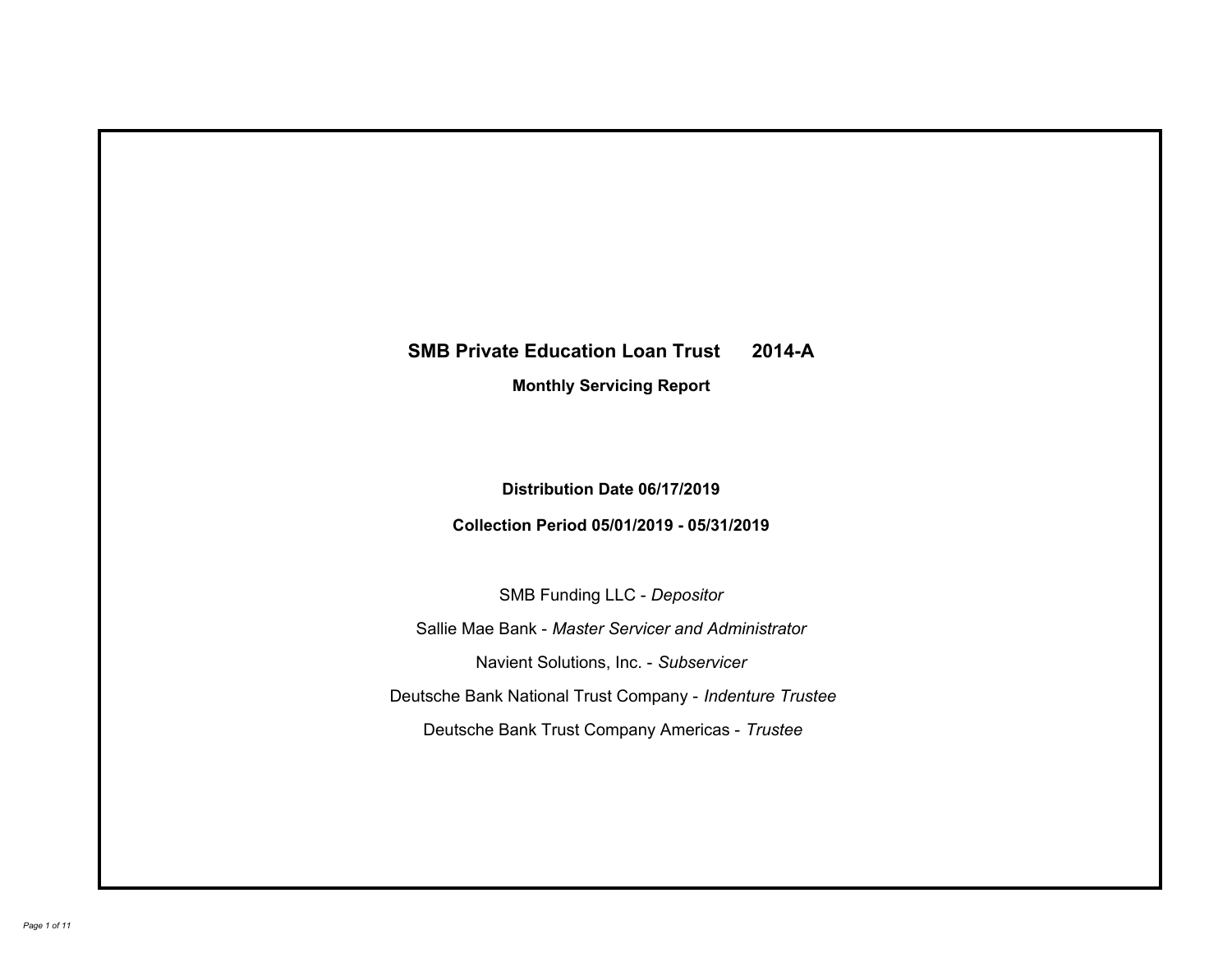# SMB Private Education Loan Trust 2014-A

## Monthly Servicing Report

**Distribution Date 06/17/2019**

**Collection Period 05/01/2019 - 05/31/2019**

SMB Funding LLC - *Depositor*

Sallie Mae Bank - *Master Servicer and Administrator*

Navient Solutions, Inc. - *Subservicer*

Deutsche Bank National Trust Company - *Indenture Trustee*

Deutsche Bank Trust Company Americas - *Trustee*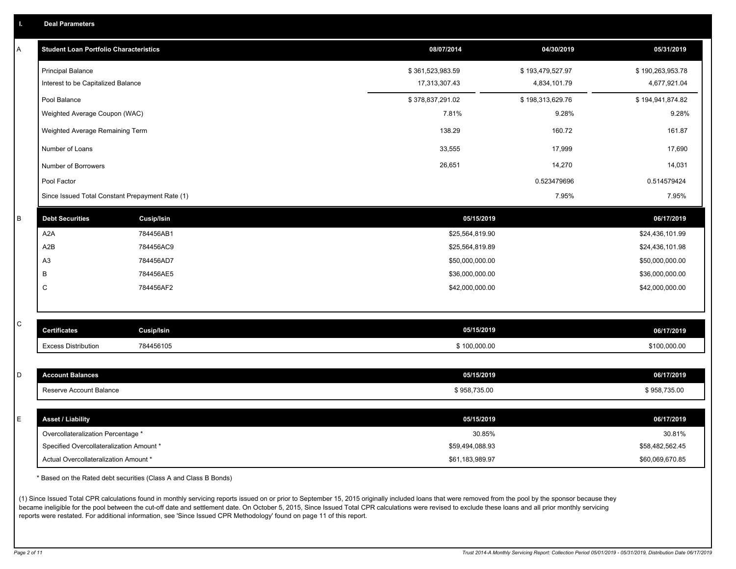## I. Deal Parameters

### A

| Student Loan Portfolio Characteristics | 08/07/2014 | 04/30/2019 | 05/31/2019 |
|---|---|---|---|
| Principal Balance | $ 361,523,983.59 | $ 193,479,527.97 | $ 190,263,953.78 |
| Interest to be Capitalized Balance | 17,313,307.43 | 4,834,101.79 | 4,677,921.04 |
| Pool Balance | $ 378,837,291.02 | $ 198,313,629.76 | $ 194,941,874.82 |
| Weighted Average Coupon (WAC) | 7.81% | 9.28% | 9.28% |
| Weighted Average Remaining Term | 138.29 | 160.72 | 161.87 |
| Number of Loans | 33,555 | 17,999 | 17,690 |
| Number of Borrowers | 26,651 | 14,270 | 14,031 |
| Pool Factor | | 0.523479696 | 0.514579424 |
| Since Issued Total Constant Prepayment Rate (1) | | 7.95% | 7.95% |

### B

| Debt Securities | Cusip/Isin | 05/15/2019 | 06/17/2019 |
|---|---|---|---|
| A2A | 784456AB1 | $25,564,819.90 | $24,436,101.99 |
| A2B | 784456AC9 | $25,564,819.89 | $24,436,101.98 |
| A3 | 784456AD7 | $50,000,000.00 | $50,000,000.00 |
| B | 784456AE5 | $36,000,000.00 | $36,000,000.00 |
| C | 784456AF2 | $42,000,000.00 | $42,000,000.00 |

### C

| Certificates | Cusip/Isin | 05/15/2019 | 06/17/2019 |
|---|---|---|---|
| Excess Distribution | 784456105 | $ 100,000.00 | $100,000.00 |

### D

| Account Balances | 05/15/2019 | 06/17/2019 |
|---|---|---|
| Reserve Account Balance | $ 958,735.00 | $ 958,735.00 |

### E

| Asset / Liability | 05/15/2019 | 06/17/2019 |
|---|---|---|
| Overcollateralization Percentage * | 30.85% | 30.81% |
| Specified Overcollateralization Amount * | $59,494,088.93 | $58,482,562.45 |
| Actual Overcollateralization Amount * | $61,183,989.97 | $60,069,670.85 |

* Based on the Rated debt securities (Class A and Class B Bonds)

(1) Since Issued Total CPR calculations found in monthly servicing reports issued on or prior to September 15, 2015 originally included loans that were removed from the pool by the sponsor because they became ineligible for the pool between the cut-off date and settlement date. On October 5, 2015, Since Issued Total CPR calculations were revised to exclude these loans and all prior monthly servicing reports were restated. For additional information, see 'Since Issued CPR Methodology' found on page 11 of this report.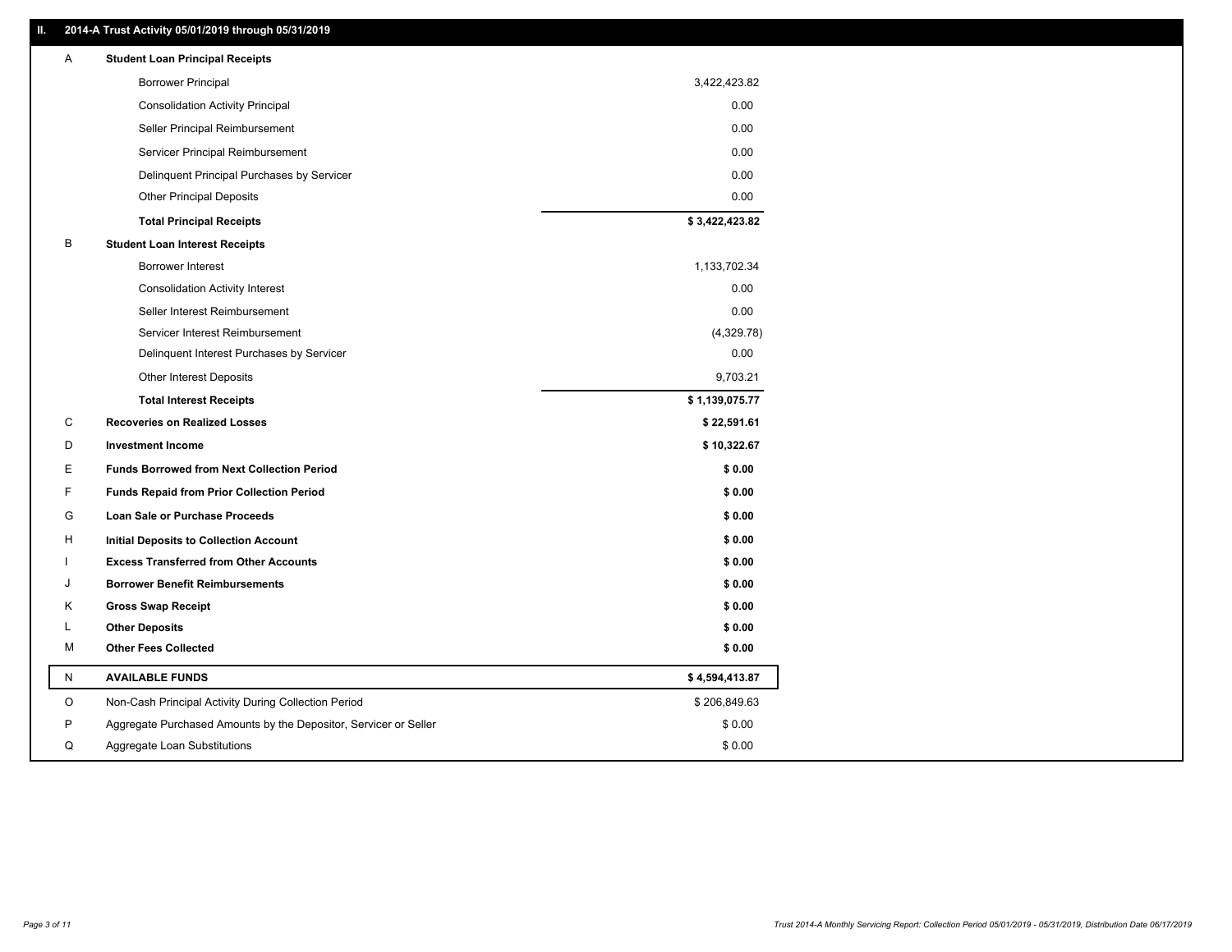## II. 2014-A Trust Activity 05/01/2019 through 05/31/2019

| | | |
|---|---|---|
| A | **Student Loan Principal Receipts** | |
| | Borrower Principal | 3,422,423.82 |
| | Consolidation Activity Principal | 0.00 |
| | Seller Principal Reimbursement | 0.00 |
| | Servicer Principal Reimbursement | 0.00 |
| | Delinquent Principal Purchases by Servicer | 0.00 |
| | Other Principal Deposits | 0.00 |
| | **Total Principal Receipts** | **$ 3,422,423.82** |
| B | **Student Loan Interest Receipts** | |
| | Borrower Interest | 1,133,702.34 |
| | Consolidation Activity Interest | 0.00 |
| | Seller Interest Reimbursement | 0.00 |
| | Servicer Interest Reimbursement | (4,329.78) |
| | Delinquent Interest Purchases by Servicer | 0.00 |
| | Other Interest Deposits | 9,703.21 |
| | **Total Interest Receipts** | **$ 1,139,075.77** |
| C | **Recoveries on Realized Losses** | **$ 22,591.61** |
| D | **Investment Income** | **$ 10,322.67** |
| E | **Funds Borrowed from Next Collection Period** | **$ 0.00** |
| F | **Funds Repaid from Prior Collection Period** | **$ 0.00** |
| G | **Loan Sale or Purchase Proceeds** | **$ 0.00** |
| H | **Initial Deposits to Collection Account** | **$ 0.00** |
| I | **Excess Transferred from Other Accounts** | **$ 0.00** |
| J | **Borrower Benefit Reimbursements** | **$ 0.00** |
| K | **Gross Swap Receipt** | **$ 0.00** |
| L | **Other Deposits** | **$ 0.00** |
| M | **Other Fees Collected** | **$ 0.00** |
| N | **AVAILABLE FUNDS** | **$ 4,594,413.87** |
| O | Non-Cash Principal Activity During Collection Period | $ 206,849.63 |
| P | Aggregate Purchased Amounts by the Depositor, Servicer or Seller | $ 0.00 |
| Q | Aggregate Loan Substitutions | $ 0.00 |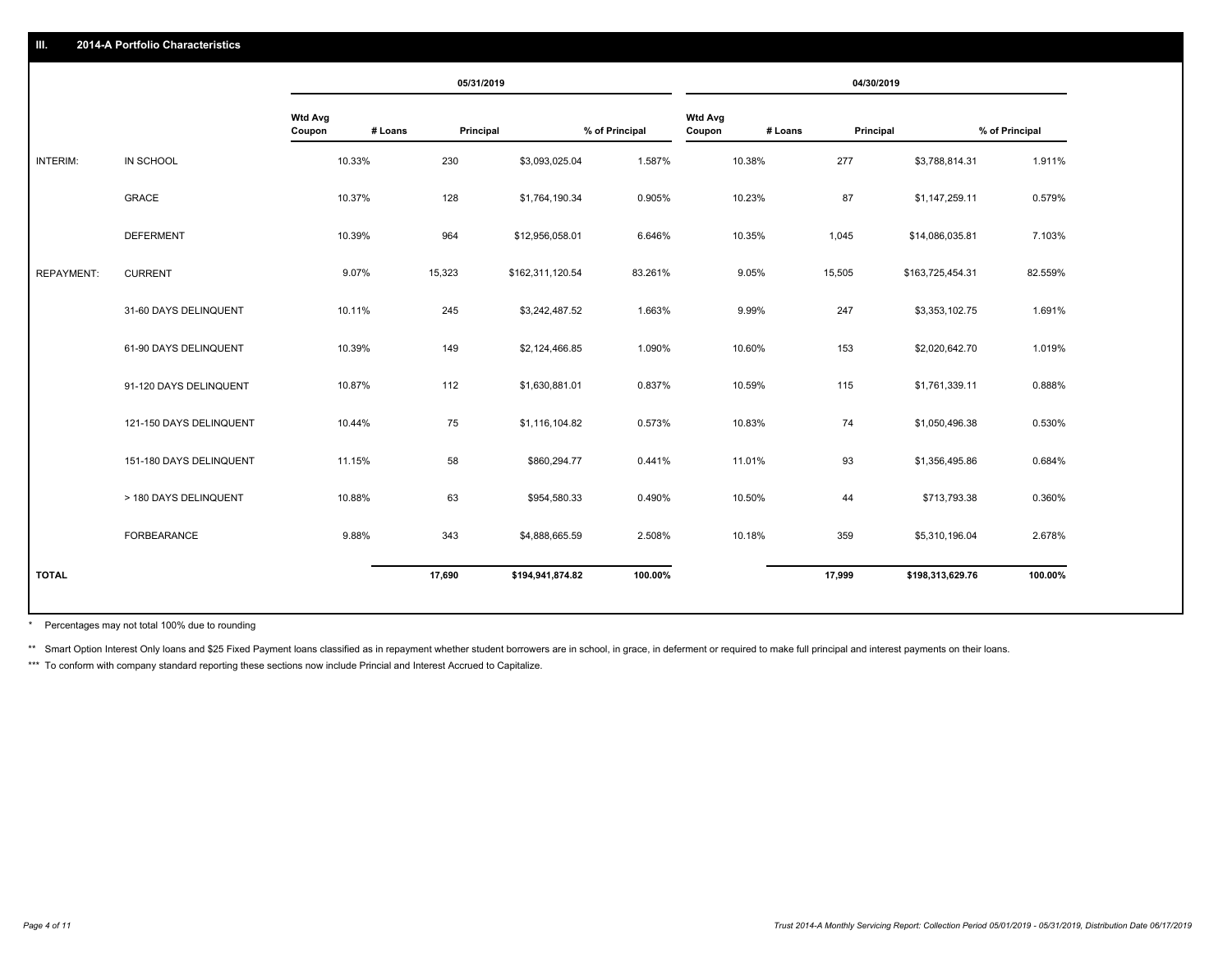## III. 2014-A Portfolio Characteristics

| | | 05/31/2019 | | | | 04/30/2019 | | | |
|---|---|---|---|---|---|---|---|---|---|
| | | Wtd Avg Coupon | # Loans | Principal | % of Principal | Wtd Avg Coupon | # Loans | Principal | % of Principal |
| INTERIM: | IN SCHOOL | 10.33% | 230 | $3,093,025.04 | 1.587% | 10.38% | 277 | $3,788,814.31 | 1.911% |
| | GRACE | 10.37% | 128 | $1,764,190.34 | 0.905% | 10.23% | 87 | $1,147,259.11 | 0.579% |
| | DEFERMENT | 10.39% | 964 | $12,956,058.01 | 6.646% | 10.35% | 1,045 | $14,086,035.81 | 7.103% |
| REPAYMENT: | CURRENT | 9.07% | 15,323 | $162,311,120.54 | 83.261% | 9.05% | 15,505 | $163,725,454.31 | 82.559% |
| | 31-60 DAYS DELINQUENT | 10.11% | 245 | $3,242,487.52 | 1.663% | 9.99% | 247 | $3,353,102.75 | 1.691% |
| | 61-90 DAYS DELINQUENT | 10.39% | 149 | $2,124,466.85 | 1.090% | 10.60% | 153 | $2,020,642.70 | 1.019% |
| | 91-120 DAYS DELINQUENT | 10.87% | 112 | $1,630,881.01 | 0.837% | 10.59% | 115 | $1,761,339.11 | 0.888% |
| | 121-150 DAYS DELINQUENT | 10.44% | 75 | $1,116,104.82 | 0.573% | 10.83% | 74 | $1,050,496.38 | 0.530% |
| | 151-180 DAYS DELINQUENT | 11.15% | 58 | $860,294.77 | 0.441% | 11.01% | 93 | $1,356,495.86 | 0.684% |
| | > 180 DAYS DELINQUENT | 10.88% | 63 | $954,580.33 | 0.490% | 10.50% | 44 | $713,793.38 | 0.360% |
| | FORBEARANCE | 9.88% | 343 | $4,888,665.59 | 2.508% | 10.18% | 359 | $5,310,196.04 | 2.678% |
| **TOTAL** | | | **17,690** | **$194,941,874.82** | **100.00%** | | **17,999** | **$198,313,629.76** | **100.00%** |

\* Percentages may not total 100% due to rounding

\*\* Smart Option Interest Only loans and $25 Fixed Payment loans classified as in repayment whether student borrowers are in school, in grace, in deferment or required to make full principal and interest payments on their loans.

\*\*\* To conform with company standard reporting these sections now include Princial and Interest Accrued to Capitalize.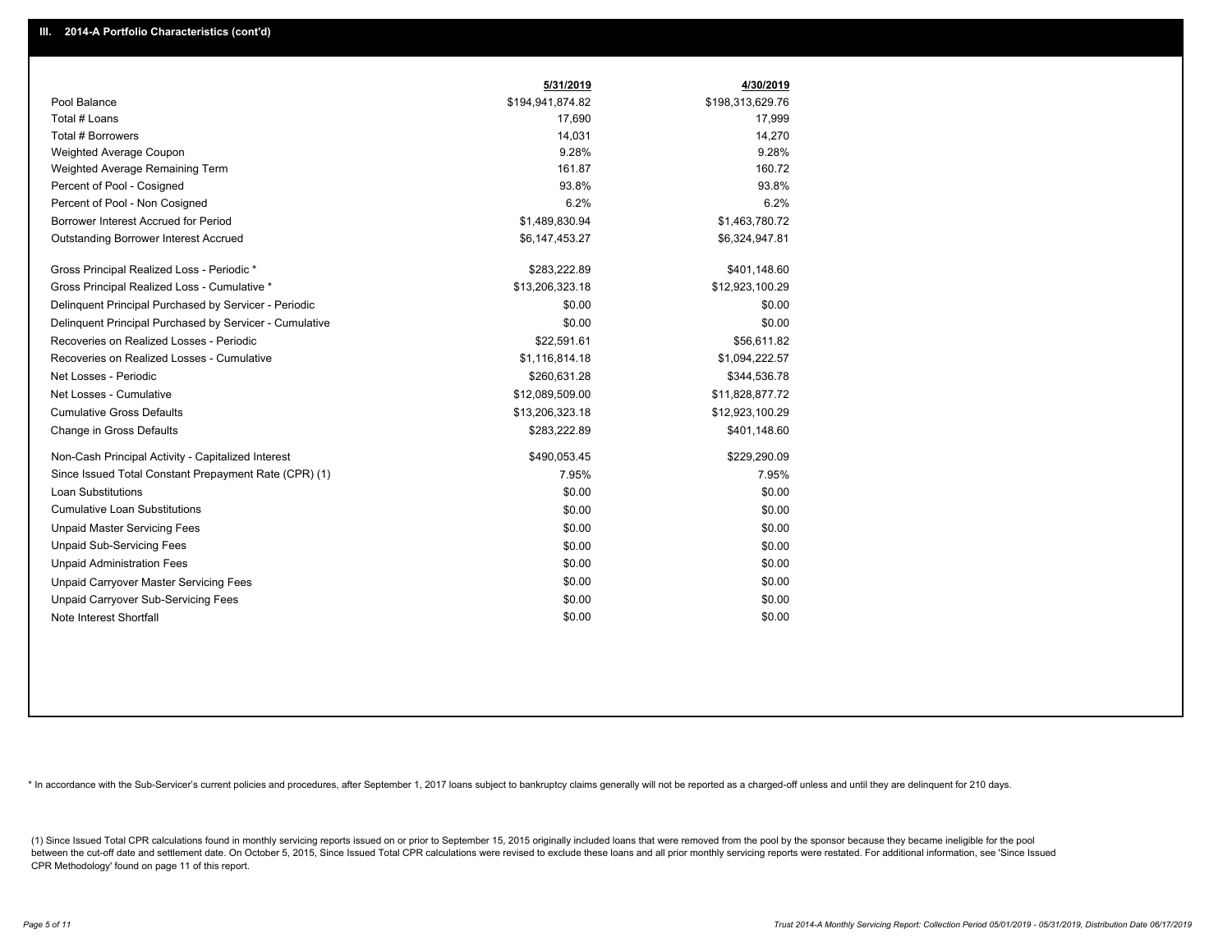## III. 2014-A Portfolio Characteristics (cont'd)

| | 5/31/2019 | 4/30/2019 |
|---|---|---|
| Pool Balance | $194,941,874.82 | $198,313,629.76 |
| Total # Loans | 17,690 | 17,999 |
| Total # Borrowers | 14,031 | 14,270 |
| Weighted Average Coupon | 9.28% | 9.28% |
| Weighted Average Remaining Term | 161.87 | 160.72 |
| Percent of Pool - Cosigned | 93.8% | 93.8% |
| Percent of Pool - Non Cosigned | 6.2% | 6.2% |
| Borrower Interest Accrued for Period | $1,489,830.94 | $1,463,780.72 |
| Outstanding Borrower Interest Accrued | $6,147,453.27 | $6,324,947.81 |
| Gross Principal Realized Loss - Periodic * | $283,222.89 | $401,148.60 |
| Gross Principal Realized Loss - Cumulative * | $13,206,323.18 | $12,923,100.29 |
| Delinquent Principal Purchased by Servicer - Periodic | $0.00 | $0.00 |
| Delinquent Principal Purchased by Servicer - Cumulative | $0.00 | $0.00 |
| Recoveries on Realized Losses - Periodic | $22,591.61 | $56,611.82 |
| Recoveries on Realized Losses - Cumulative | $1,116,814.18 | $1,094,222.57 |
| Net Losses - Periodic | $260,631.28 | $344,536.78 |
| Net Losses - Cumulative | $12,089,509.00 | $11,828,877.72 |
| Cumulative Gross Defaults | $13,206,323.18 | $12,923,100.29 |
| Change in Gross Defaults | $283,222.89 | $401,148.60 |
| Non-Cash Principal Activity - Capitalized Interest | $490,053.45 | $229,290.09 |
| Since Issued Total Constant Prepayment Rate (CPR) (1) | 7.95% | 7.95% |
| Loan Substitutions | $0.00 | $0.00 |
| Cumulative Loan Substitutions | $0.00 | $0.00 |
| Unpaid Master Servicing Fees | $0.00 | $0.00 |
| Unpaid Sub-Servicing Fees | $0.00 | $0.00 |
| Unpaid Administration Fees | $0.00 | $0.00 |
| Unpaid Carryover Master Servicing Fees | $0.00 | $0.00 |
| Unpaid Carryover Sub-Servicing Fees | $0.00 | $0.00 |
| Note Interest Shortfall | $0.00 | $0.00 |

* In accordance with the Sub-Servicer's current policies and procedures, after September 1, 2017 loans subject to bankruptcy claims generally will not be reported as a charged-off unless and until they are delinquent for 210 days.

(1) Since Issued Total CPR calculations found in monthly servicing reports issued on or prior to September 15, 2015 originally included loans that were removed from the pool by the sponsor because they became ineligible for the pool between the cut-off date and settlement date. On October 5, 2015, Since Issued Total CPR calculations were revised to exclude these loans and all prior monthly servicing reports were restated. For additional information, see 'Since Issued CPR Methodology' found on page 11 of this report.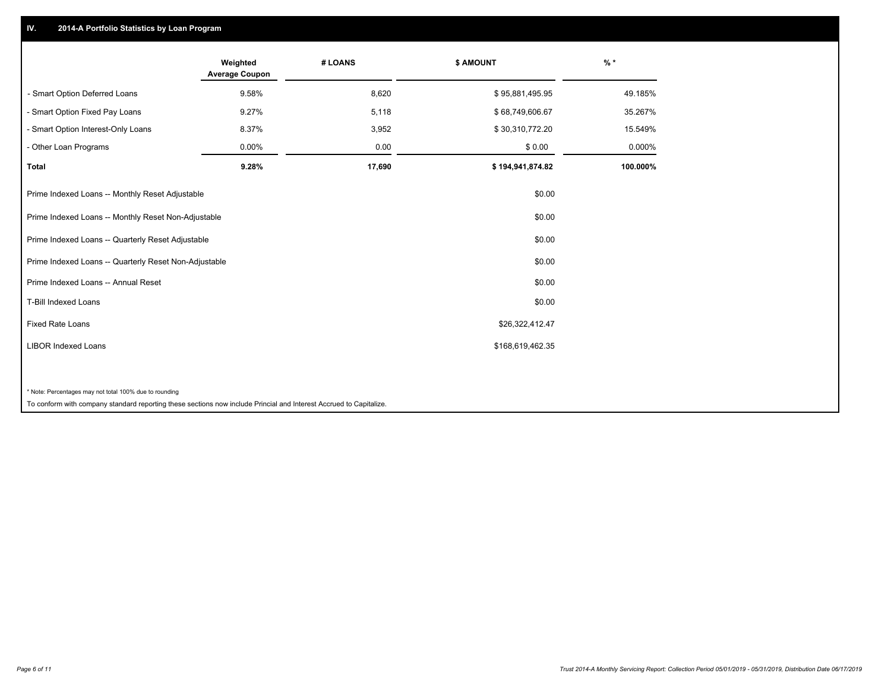## IV. 2014-A Portfolio Statistics by Loan Program

| | Weighted Average Coupon | # LOANS | $ AMOUNT | % * |
|---|---|---|---|---|
| - Smart Option Deferred Loans | 9.58% | 8,620 | $ 95,881,495.95 | 49.185% |
| - Smart Option Fixed Pay Loans | 9.27% | 5,118 | $ 68,749,606.67 | 35.267% |
| - Smart Option Interest-Only Loans | 8.37% | 3,952 | $ 30,310,772.20 | 15.549% |
| - Other Loan Programs | 0.00% | 0.00 | $ 0.00 | 0.000% |
| **Total** | **9.28%** | **17,690** | **$ 194,941,874.82** | **100.000%** |

| | |
|---|---|
| Prime Indexed Loans -- Monthly Reset Adjustable | $0.00 |
| Prime Indexed Loans -- Monthly Reset Non-Adjustable | $0.00 |
| Prime Indexed Loans -- Quarterly Reset Adjustable | $0.00 |
| Prime Indexed Loans -- Quarterly Reset Non-Adjustable | $0.00 |
| Prime Indexed Loans -- Annual Reset | $0.00 |
| T-Bill Indexed Loans | $0.00 |
| Fixed Rate Loans | $26,322,412.47 |
| LIBOR Indexed Loans | $168,619,462.35 |

* Note: Percentages may not total 100% due to rounding

To conform with company standard reporting these sections now include Princial and Interest Accrued to Capitalize.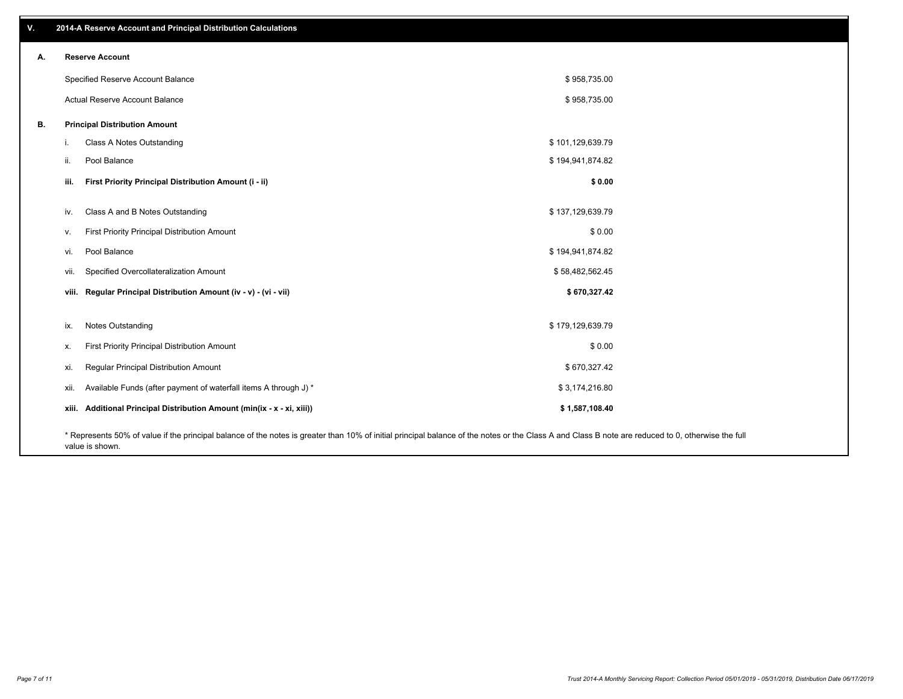## V. 2014-A Reserve Account and Principal Distribution Calculations

### A. Reserve Account

| | |
|---|---|
| Specified Reserve Account Balance | $ 958,735.00 |
| Actual Reserve Account Balance | $ 958,735.00 |

### B. Principal Distribution Amount

| | | |
|---|---|---|
| i. | Class A Notes Outstanding | $ 101,129,639.79 |
| ii. | Pool Balance | $ 194,941,874.82 |
| **iii.** | **First Priority Principal Distribution Amount (i - ii)** | **$ 0.00** |
| iv. | Class A and B Notes Outstanding | $ 137,129,639.79 |
| v. | First Priority Principal Distribution Amount | $ 0.00 |
| vi. | Pool Balance | $ 194,941,874.82 |
| vii. | Specified Overcollateralization Amount | $ 58,482,562.45 |
| **viii.** | **Regular Principal Distribution Amount (iv - v) - (vi - vii)** | **$ 670,327.42** |
| ix. | Notes Outstanding | $ 179,129,639.79 |
| x. | First Priority Principal Distribution Amount | $ 0.00 |
| xi. | Regular Principal Distribution Amount | $ 670,327.42 |
| xii. | Available Funds (after payment of waterfall items A through J) * | $ 3,174,216.80 |
| **xiii.** | **Additional Principal Distribution Amount (min(ix - x - xi, xiii))** | **$ 1,587,108.40** |

* Represents 50% of value if the principal balance of the notes is greater than 10% of initial principal balance of the notes or the Class A and Class B note are reduced to 0, otherwise the full value is shown.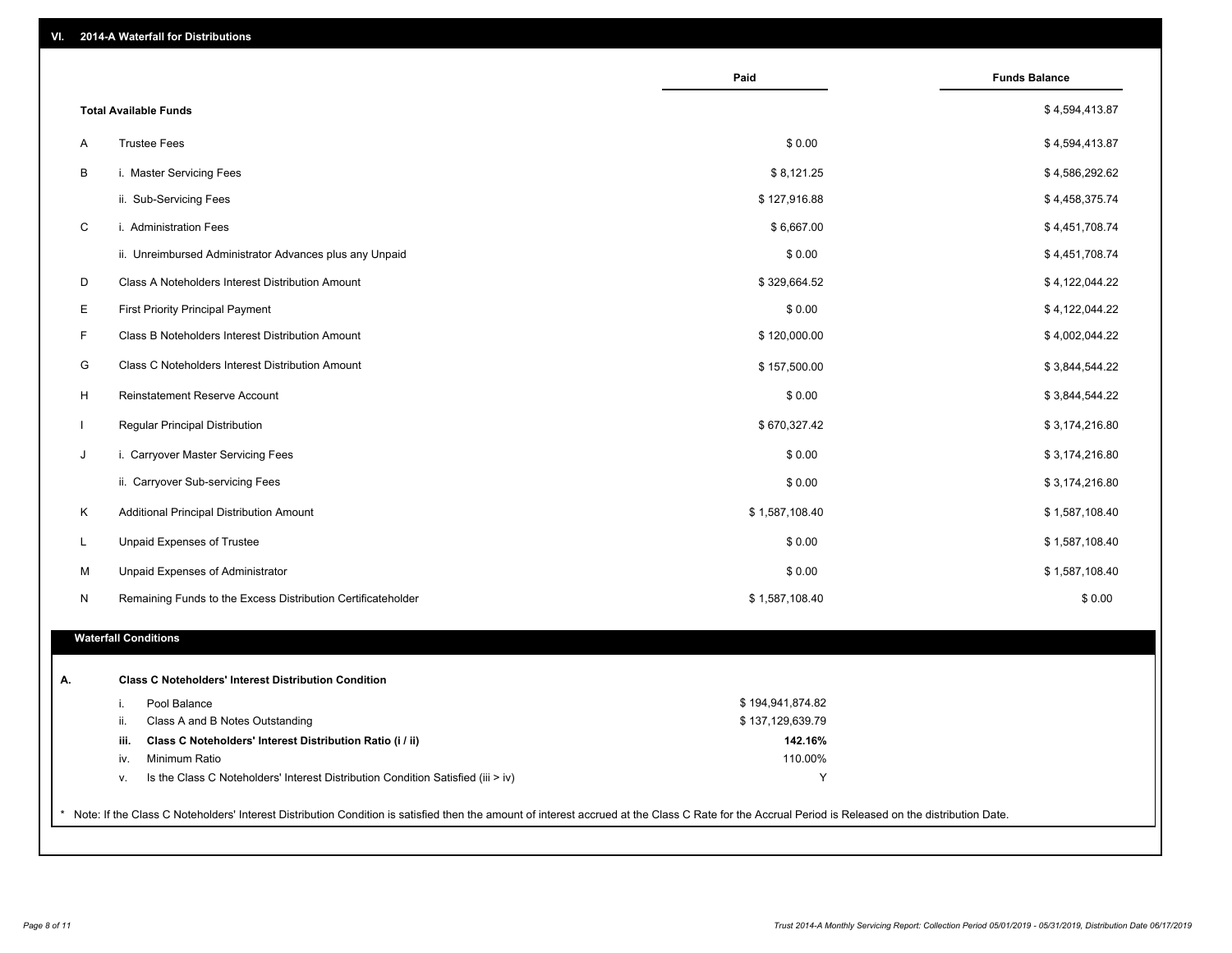## VI. 2014-A Waterfall for Distributions

| | | Paid | Funds Balance |
|---|---|---|---|
| **Total Available Funds** | | | $ 4,594,413.87 |
| A | Trustee Fees | $ 0.00 | $ 4,594,413.87 |
| B | i. Master Servicing Fees | $ 8,121.25 | $ 4,586,292.62 |
| | ii. Sub-Servicing Fees | $ 127,916.88 | $ 4,458,375.74 |
| C | i. Administration Fees | $ 6,667.00 | $ 4,451,708.74 |
| | ii. Unreimbursed Administrator Advances plus any Unpaid | $ 0.00 | $ 4,451,708.74 |
| D | Class A Noteholders Interest Distribution Amount | $ 329,664.52 | $ 4,122,044.22 |
| E | First Priority Principal Payment | $ 0.00 | $ 4,122,044.22 |
| F | Class B Noteholders Interest Distribution Amount | $ 120,000.00 | $ 4,002,044.22 |
| G | Class C Noteholders Interest Distribution Amount | $ 157,500.00 | $ 3,844,544.22 |
| H | Reinstatement Reserve Account | $ 0.00 | $ 3,844,544.22 |
| I | Regular Principal Distribution | $ 670,327.42 | $ 3,174,216.80 |
| J | i. Carryover Master Servicing Fees | $ 0.00 | $ 3,174,216.80 |
| | ii. Carryover Sub-servicing Fees | $ 0.00 | $ 3,174,216.80 |
| K | Additional Principal Distribution Amount | $ 1,587,108.40 | $ 1,587,108.40 |
| L | Unpaid Expenses of Trustee | $ 0.00 | $ 1,587,108.40 |
| M | Unpaid Expenses of Administrator | $ 0.00 | $ 1,587,108.40 |
| N | Remaining Funds to the Excess Distribution Certificateholder | $ 1,587,108.40 | $ 0.00 |

### Waterfall Conditions

| | | | |
|---|---|---|---|
| **A.** | | **Class C Noteholders' Interest Distribution Condition** | |
| | i. | Pool Balance | $ 194,941,874.82 |
| | ii. | Class A and B Notes Outstanding | $ 137,129,639.79 |
| | **iii.** | **Class C Noteholders' Interest Distribution Ratio (i / ii)** | **142.16%** |
| | iv. | Minimum Ratio | 110.00% |
| | v. | Is the Class C Noteholders' Interest Distribution Condition Satisfied (iii > iv) | Y |

* Note: If the Class C Noteholders' Interest Distribution Condition is satisfied then the amount of interest accrued at the Class C Rate for the Accrual Period is Released on the distribution Date.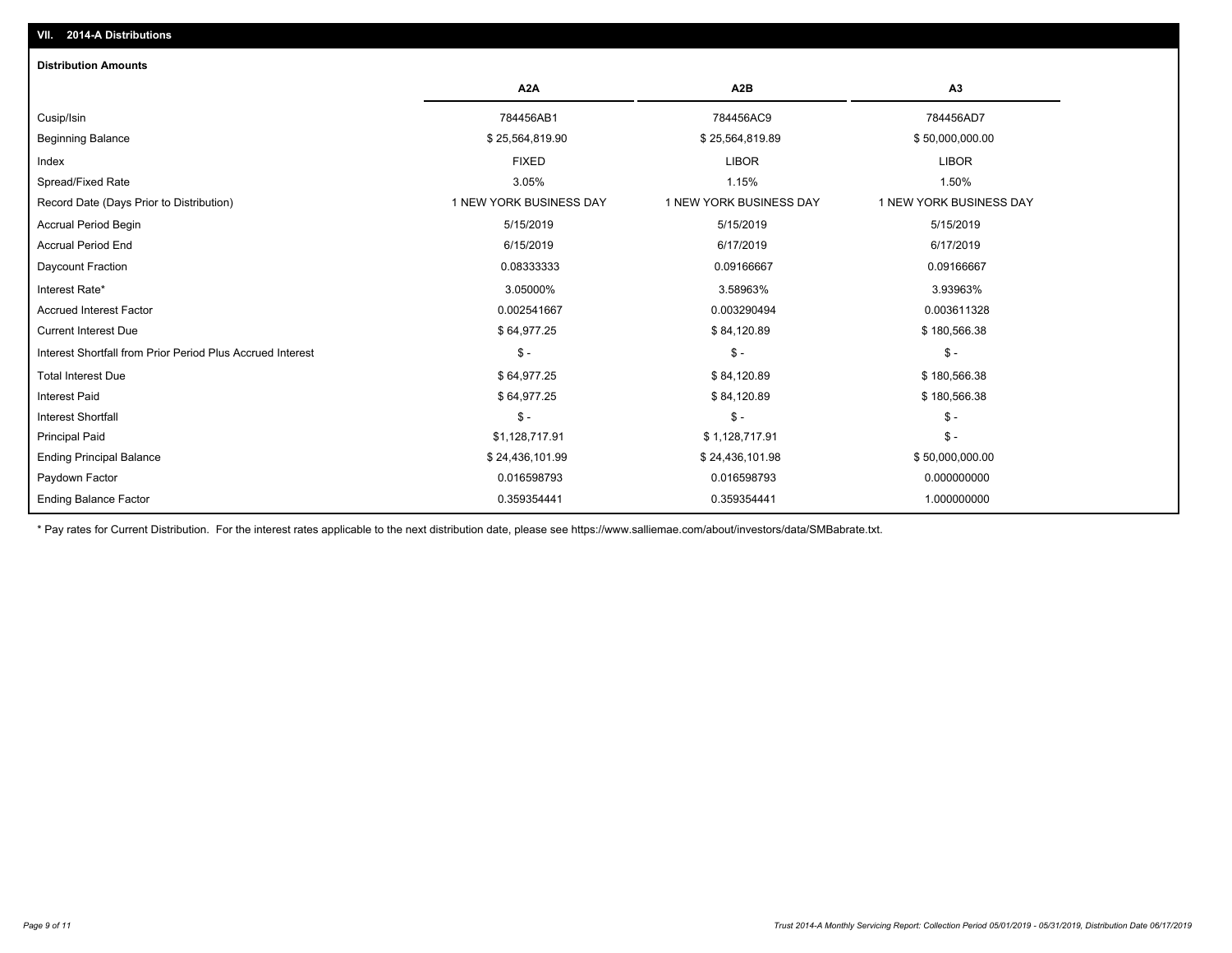## VII. 2014-A Distributions

### Distribution Amounts

| | A2A | A2B | A3 |
|---|---|---|---|
| Cusip/Isin | 784456AB1 | 784456AC9 | 784456AD7 |
| Beginning Balance | $ 25,564,819.90 | $ 25,564,819.89 | $ 50,000,000.00 |
| Index | FIXED | LIBOR | LIBOR |
| Spread/Fixed Rate | 3.05% | 1.15% | 1.50% |
| Record Date (Days Prior to Distribution) | 1 NEW YORK BUSINESS DAY | 1 NEW YORK BUSINESS DAY | 1 NEW YORK BUSINESS DAY |
| Accrual Period Begin | 5/15/2019 | 5/15/2019 | 5/15/2019 |
| Accrual Period End | 6/15/2019 | 6/17/2019 | 6/17/2019 |
| Daycount Fraction | 0.08333333 | 0.09166667 | 0.09166667 |
| Interest Rate* | 3.05000% | 3.58963% | 3.93963% |
| Accrued Interest Factor | 0.002541667 | 0.003290494 | 0.003611328 |
| Current Interest Due | $ 64,977.25 | $ 84,120.89 | $ 180,566.38 |
| Interest Shortfall from Prior Period Plus Accrued Interest | $ - | $ - | $ - |
| Total Interest Due | $ 64,977.25 | $ 84,120.89 | $ 180,566.38 |
| Interest Paid | $ 64,977.25 | $ 84,120.89 | $ 180,566.38 |
| Interest Shortfall | $ - | $ - | $ - |
| Principal Paid | $1,128,717.91 | $ 1,128,717.91 | $ - |
| Ending Principal Balance | $ 24,436,101.99 | $ 24,436,101.98 | $ 50,000,000.00 |
| Paydown Factor | 0.016598793 | 0.016598793 | 0.000000000 |
| Ending Balance Factor | 0.359354441 | 0.359354441 | 1.000000000 |

* Pay rates for Current Distribution. For the interest rates applicable to the next distribution date, please see https://www.salliemae.com/about/investors/data/SMBabrate.txt.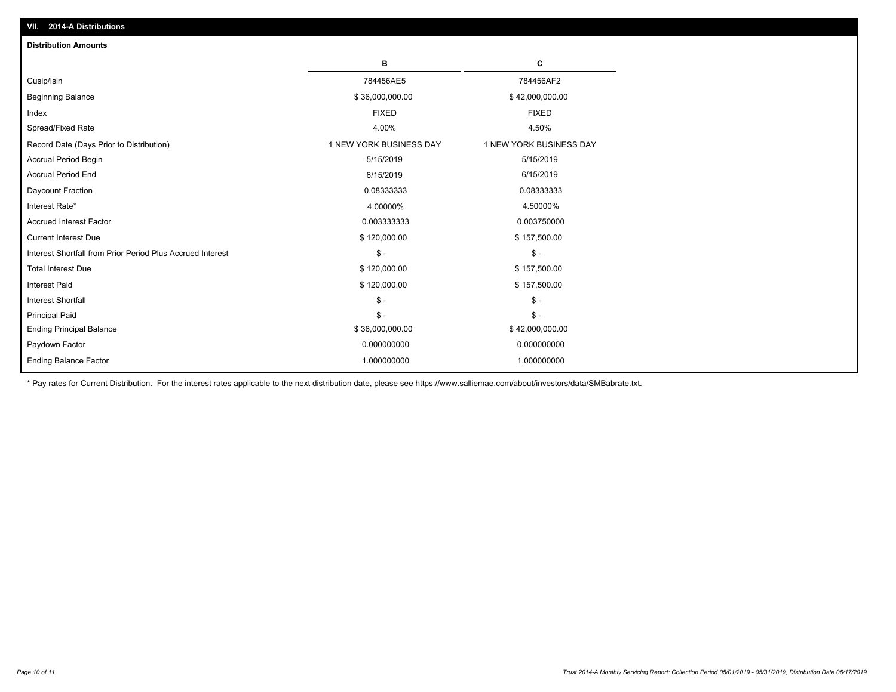## VII. 2014-A Distributions

### Distribution Amounts

| | B | C |
|---|---|---|
| Cusip/Isin | 784456AE5 | 784456AF2 |
| Beginning Balance | $ 36,000,000.00 | $ 42,000,000.00 |
| Index | FIXED | FIXED |
| Spread/Fixed Rate | 4.00% | 4.50% |
| Record Date (Days Prior to Distribution) | 1 NEW YORK BUSINESS DAY | 1 NEW YORK BUSINESS DAY |
| Accrual Period Begin | 5/15/2019 | 5/15/2019 |
| Accrual Period End | 6/15/2019 | 6/15/2019 |
| Daycount Fraction | 0.08333333 | 0.08333333 |
| Interest Rate* | 4.00000% | 4.50000% |
| Accrued Interest Factor | 0.003333333 | 0.003750000 |
| Current Interest Due | $ 120,000.00 | $ 157,500.00 |
| Interest Shortfall from Prior Period Plus Accrued Interest | $ - | $ - |
| Total Interest Due | $ 120,000.00 | $ 157,500.00 |
| Interest Paid | $ 120,000.00 | $ 157,500.00 |
| Interest Shortfall | $ - | $ - |
| Principal Paid | $ - | $ - |
| Ending Principal Balance | $ 36,000,000.00 | $ 42,000,000.00 |
| Paydown Factor | 0.000000000 | 0.000000000 |
| Ending Balance Factor | 1.000000000 | 1.000000000 |

* Pay rates for Current Distribution. For the interest rates applicable to the next distribution date, please see https://www.salliemae.com/about/investors/data/SMBabrate.txt.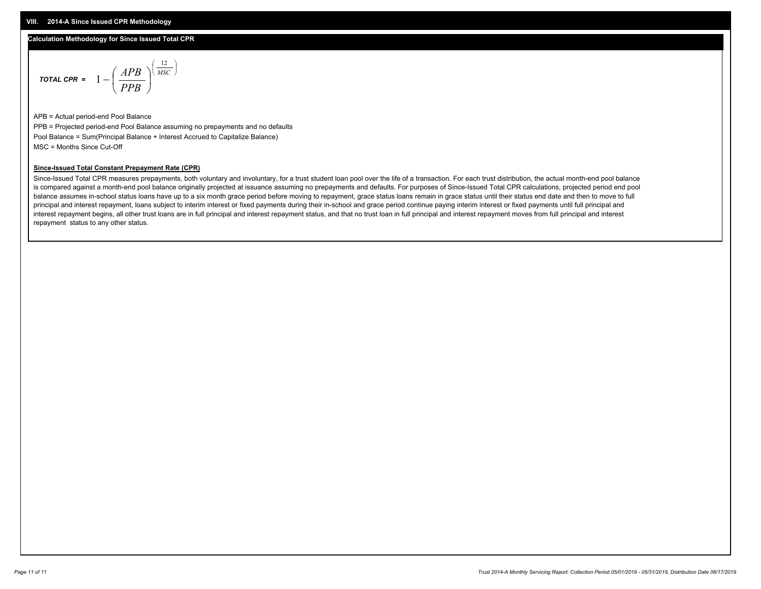## VIII. 2014-A Since Issued CPR Methodology

### Calculation Methodology for Since Issued Total CPR

**TOTAL CPR =** $$1 - \left( \frac{APB}{PPB} \right)^{\left( \frac{12}{MSC} \right)}$$

APB = Actual period-end Pool Balance

PPB = Projected period-end Pool Balance assuming no prepayments and no defaults

Pool Balance = Sum(Principal Balance + Interest Accrued to Capitalize Balance)

MSC = Months Since Cut-Off

**Since-Issued Total Constant Prepayment Rate (CPR)**

Since-Issued Total CPR measures prepayments, both voluntary and involuntary, for a trust student loan pool over the life of a transaction. For each trust distribution, the actual month-end pool balance is compared against a month-end pool balance originally projected at issuance assuming no prepayments and defaults. For purposes of Since-Issued Total CPR calculations, projected period end pool balance assumes in-school status loans have up to a six month grace period before moving to repayment, grace status loans remain in grace status until their status end date and then to move to full principal and interest repayment, loans subject to interim interest or fixed payments during their in-school and grace period continue paying interim interest or fixed payments until full principal and interest repayment begins, all other trust loans are in full principal and interest repayment status, and that no trust loan in full principal and interest repayment moves from full principal and interest repayment status to any other status.